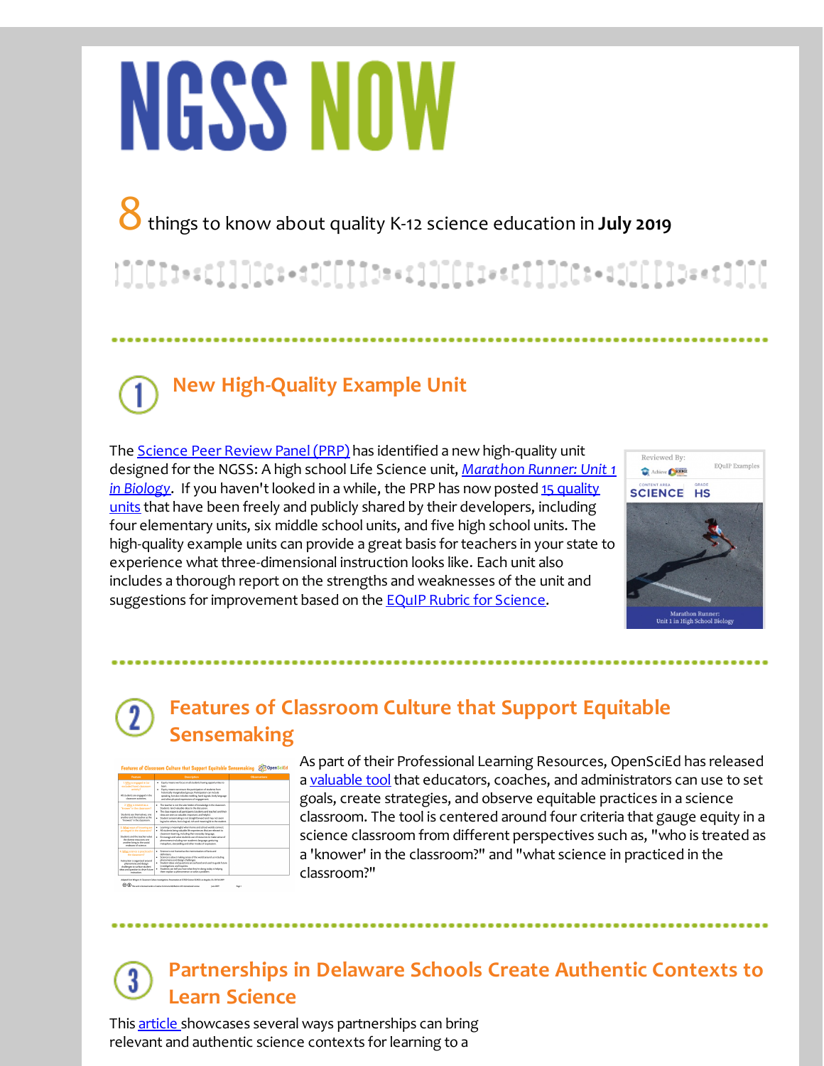# NGSS NOW

**8** things to know about quality K-12 science education in **July 2019**

## 1 New High-Quality Example Unit

The Science Peer Review Panel (PRP) has identified a new high-quality unit designed for the NGSS: A high school Life Science unit, *Marathon Runner: Unit 1 in Biology*. If you haven't looked in a while, the PRP has now posted 15 quality units that have been freely and publicly shared by their developers, including four elementary units, six middle school units, and five high school units. The high-quality example units can provide a great basis for teachers in your state to experience what three-dimensional instruction looks like. Each unit also includes a thorough report on the strengths and weaknesses of the unit and suggestions for improvement based on the EQuIP Rubric for Science.

## 2 Features of Classroom Culture that Support Equitable Sensemaking

As part of their Professional Learning Resources, OpenSciEd has released a valuable tool that educators, coaches, and administrators can use to set goals, create strategies, and observe equitable practices in a science classroom. The tool is centered around four criteria that gauge equity in a science classroom from different perspectives such as, "who is treated as a 'knower' in the classroom?" and "what science in practiced in the classroom?"

## 3 Partnerships in Delaware Schools Create Authentic Contexts to Learn Science

This article showcases several ways partnerships can bring relevant and authentic science contexts for learning to a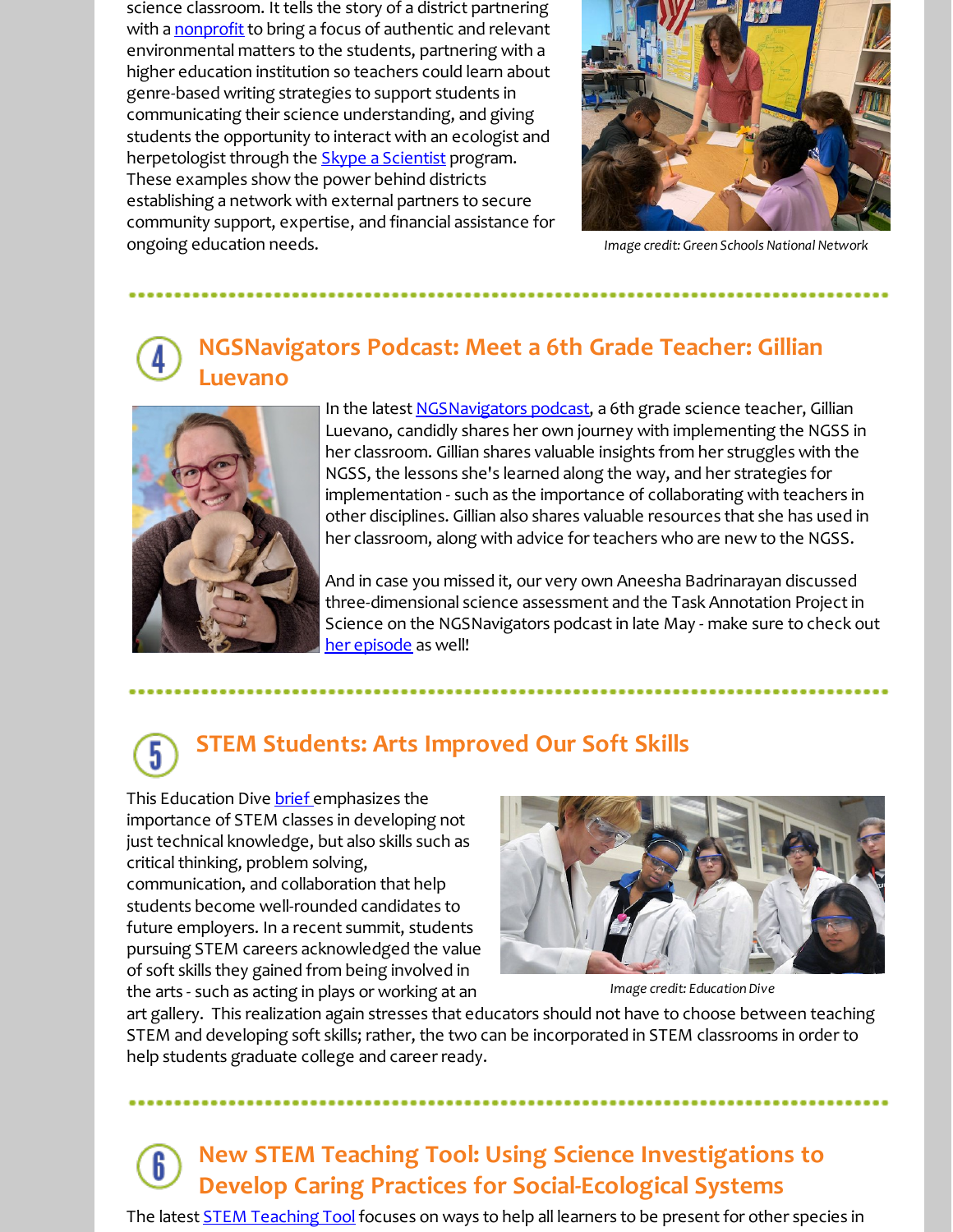science classroom. It tells the story of a district partnering with a nonprofit to bring a focus of authentic and relevant environmental matters to the students, partnering with a higher education institution so teachers could learn about genre-based writing strategies to support students in communicating their science understanding, and giving students the opportunity to interact with an ecologist and herpetologist through the Skype a Scientist program. These examples show the power behind districts establishing a network with external partners to secure community support, expertise, and financial assistance for ongoing education needs.

*Image credit: Green Schools National Network*

## 4 NGSNavigators Podcast: Meet a 6th Grade Teacher: Gillian Luevano

In the latest NGSNavigators podcast, a 6th grade science teacher, Gillian Luevano, candidly shares her own journey with implementing the NGSS in her classroom. Gillian shares valuable insights from her struggles with the NGSS, the lessons she's learned along the way, and her strategies for implementation - such as the importance of collaborating with teachers in other disciplines. Gillian also shares valuable resources that she has used in her classroom, along with advice for teachers who are new to the NGSS.

And in case you missed it, our very own Aneesha Badrinarayan discussed three-dimensional science assessment and the Task Annotation Project in Science on the NGSNavigators podcast in late May - make sure to check out her episode as well!

## 5 STEM Students: Arts Improved Our Soft Skills

This Education Dive brief emphasizes the importance of STEM classes in developing not just technical knowledge, but also skills such as critical thinking, problem solving, communication, and collaboration that help students become well-rounded candidates to future employers. In a recent summit, students pursuing STEM careers acknowledged the value of soft skills they gained from being involved in the arts - such as acting in plays or working at an art gallery. This realization again stresses that educators should not have to choose between teaching STEM and developing soft skills; rather, the two can be incorporated in STEM classrooms in order to help students graduate college and career ready.

*Image credit: Education Dive*

## 6 New STEM Teaching Tool: Using Science Investigations to Develop Caring Practices for Social-Ecological Systems

The latest STEM Teaching Tool focuses on ways to help all learners to be present for other species in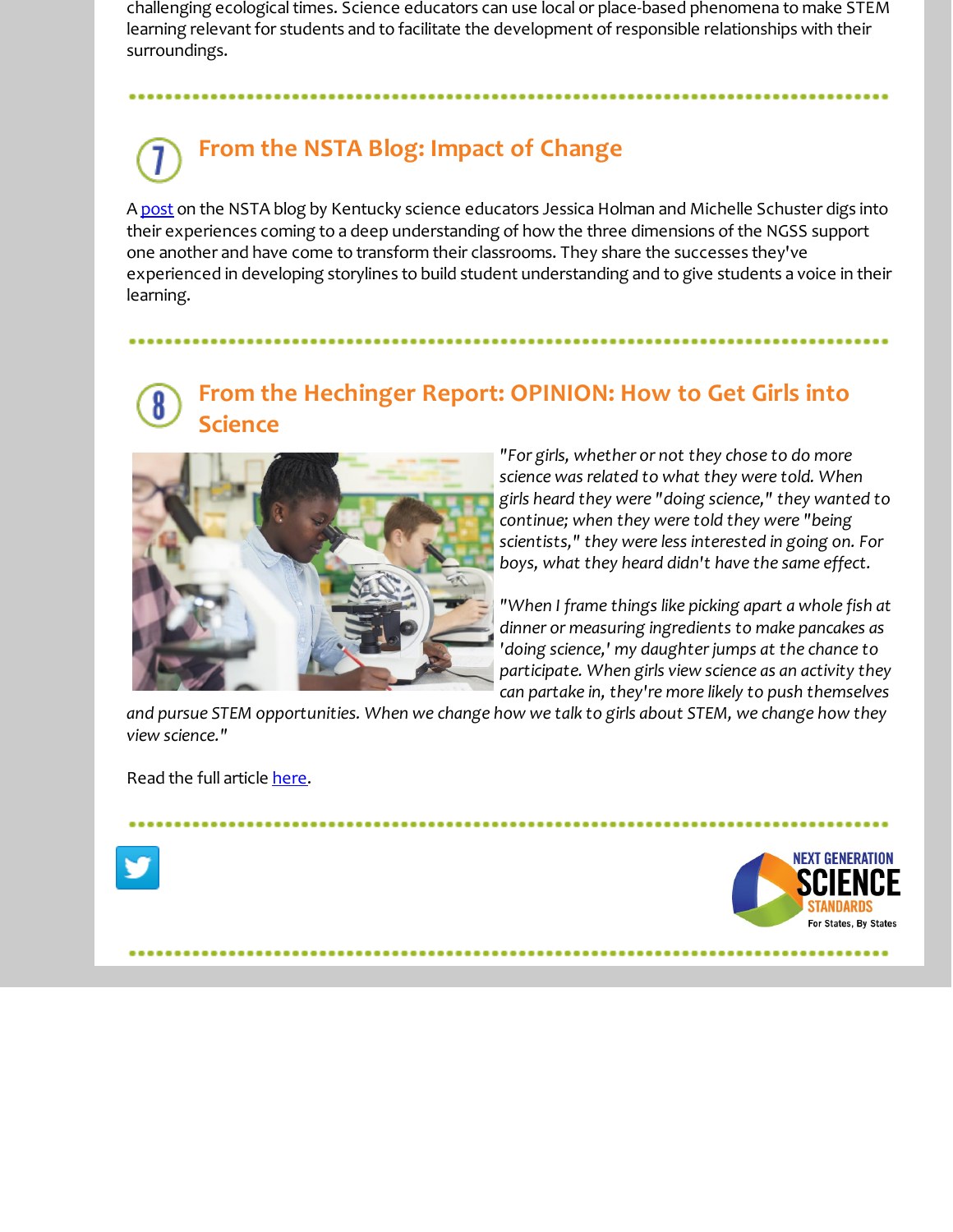challenging ecological times. Science educators can use local or place-based phenomena to make STEM learning relevant for students and to facilitate the development of responsible relationships with their surroundings.

## 7 From the NSTA Blog: Impact of Change

A post on the NSTA blog by Kentucky science educators Jessica Holman and Michelle Schuster digs into their experiences coming to a deep understanding of how the three dimensions of the NGSS support one another and have come to transform their classrooms. They share the successes they've experienced in developing storylines to build student understanding and to give students a voice in their learning.

## 8 From the Hechinger Report: OPINION: How to Get Girls into Science

*"For girls, whether or not they chose to do more science was related to what they were told. When girls heard they were "doing science," they wanted to continue; when they were told they were "being scientists," they were less interested in going on. For boys, what they heard didn't have the same effect.*

*"When I frame things like picking apart a whole fish at dinner or measuring ingredients to make pancakes as 'doing science,' my daughter jumps at the chance to participate. When girls view science as an activity they can partake in, they're more likely to push themselves and pursue STEM opportunities. When we change how we talk to girls about STEM, we change how they view science."*

Read the full article here.